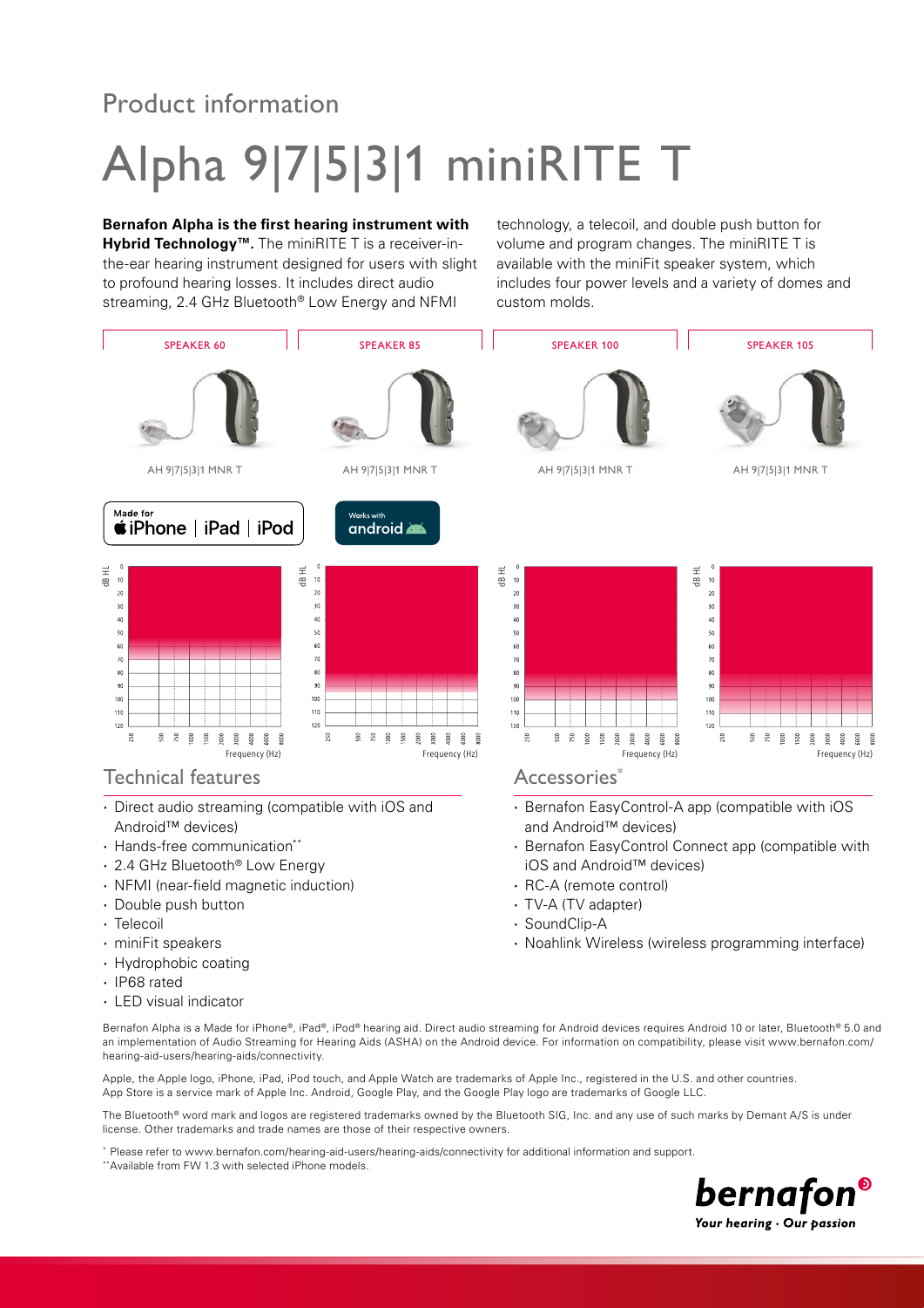Product information

# Alpha 9|7|5|3|1 miniRITE T

**Bernafon Alpha is the first hearing instrument with Hybrid Technology™.** The miniRITE T is a receiver-in-the-ear hearing instrument designed for users with slight to profound hearing losses. It includes direct audio streaming, 2.4 GHz Bluetooth® Low Energy and NFMI technology, a telecoil, and double push button for volume and program changes. The miniRITE T is available with the miniFit speaker system, which includes four power levels and a variety of domes and custom molds.

| SPEAKER 60 | SPEAKER 85 | SPEAKER 100 | SPEAKER 105 |
|---|---|---|---|
| AH 9\|7\|5\|3\|1 MNR T | AH 9\|7\|5\|3\|1 MNR T | AH 9\|7\|5\|3\|1 MNR T | AH 9\|7\|5\|3\|1 MNR T |

Made for iPhone | iPad | iPod

Works with android

## Technical features

- Direct audio streaming (compatible with iOS and Android™ devices)
- Hands-free communication**
- 2.4 GHz Bluetooth® Low Energy
- NFMI (near-field magnetic induction)
- Double push button
- Telecoil
- miniFit speakers
- Hydrophobic coating
- IP68 rated
- LED visual indicator

## Accessories*

- Bernafon EasyControl-A app (compatible with iOS and Android™ devices)
- Bernafon EasyControl Connect app (compatible with iOS and Android™ devices)
- RC-A (remote control)
- TV-A (TV adapter)
- SoundClip-A
- Noahlink Wireless (wireless programming interface)

Bernafon Alpha is a Made for iPhone®, iPad®, iPod® hearing aid. Direct audio streaming for Android devices requires Android 10 or later, Bluetooth® 5.0 and an implementation of Audio Streaming for Hearing Aids (ASHA) on the Android device. For information on compatibility, please visit www.bernafon.com/hearing-aid-users/hearing-aids/connectivity.

Apple, the Apple logo, iPhone, iPad, iPod touch, and Apple Watch are trademarks of Apple Inc., registered in the U.S. and other countries. App Store is a service mark of Apple Inc. Android, Google Play, and the Google Play logo are trademarks of Google LLC.

The Bluetooth® word mark and logos are registered trademarks owned by the Bluetooth SIG, Inc. and any use of such marks by Demant A/S is under license. Other trademarks and trade names are those of their respective owners.

* Please refer to www.bernafon.com/hearing-aid-users/hearing-aids/connectivity for additional information and support.

**Available from FW 1.3 with selected iPhone models.

bernafon® Your hearing · Our passion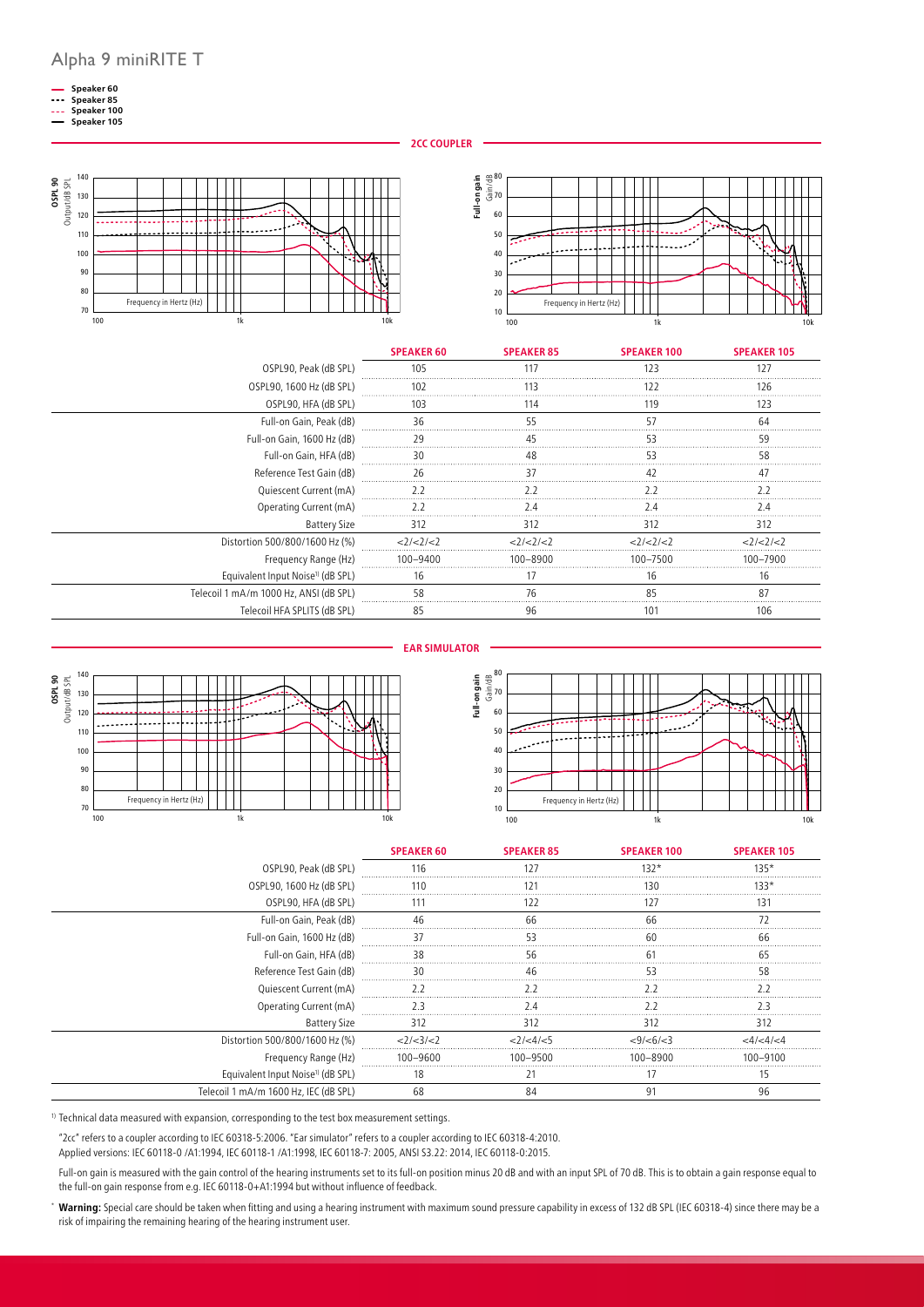# Alpha 9 miniRITE T

- Speaker 60
- Speaker 85
- Speaker 100
- Speaker 105

## 2CC COUPLER

| | SPEAKER 60 | SPEAKER 85 | SPEAKER 100 | SPEAKER 105 |
|---|---|---|---|---|
| OSPL90, Peak (dB SPL) | 105 | 117 | 123 | 127 |
| OSPL90, 1600 Hz (dB SPL) | 102 | 113 | 122 | 126 |
| OSPL90, HFA (dB SPL) | 103 | 114 | 119 | 123 |
| Full-on Gain, Peak (dB) | 36 | 55 | 57 | 64 |
| Full-on Gain, 1600 Hz (dB) | 29 | 45 | 53 | 59 |
| Full-on Gain, HFA (dB) | 30 | 48 | 53 | 58 |
| Reference Test Gain (dB) | 26 | 37 | 42 | 47 |
| Quiescent Current (mA) | 2.2 | 2.2 | 2.2 | 2.2 |
| Operating Current (mA) | 2.2 | 2.4 | 2.4 | 2.4 |
| Battery Size | 312 | 312 | 312 | 312 |
| Distortion 500/800/1600 Hz (%) | <2/<2/<2 | <2/<2/<2 | <2/<2/<2 | <2/<2/<2 |
| Frequency Range (Hz) | 100–9400 | 100–8900 | 100–7500 | 100–7900 |
| Equivalent Input Noise[1] (dB SPL) | 16 | 17 | 16 | 16 |
| Telecoil 1 mA/m 1000 Hz, ANSI (dB SPL) | 58 | 76 | 85 | 87 |
| Telecoil HFA SPLITS (dB SPL) | 85 | 96 | 101 | 106 |

## EAR SIMULATOR

| | SPEAKER 60 | SPEAKER 85 | SPEAKER 100 | SPEAKER 105 |
|---|---|---|---|---|
| OSPL90, Peak (dB SPL) | 116 | 127 | 132* | 135* |
| OSPL90, 1600 Hz (dB SPL) | 110 | 121 | 130 | 133* |
| OSPL90, HFA (dB SPL) | 111 | 122 | 127 | 131 |
| Full-on Gain, Peak (dB) | 46 | 66 | 66 | 72 |
| Full-on Gain, 1600 Hz (dB) | 37 | 53 | 60 | 66 |
| Full-on Gain, HFA (dB) | 38 | 56 | 61 | 65 |
| Reference Test Gain (dB) | 30 | 46 | 53 | 58 |
| Quiescent Current (mA) | 2.2 | 2.2 | 2.2 | 2.2 |
| Operating Current (mA) | 2.3 | 2.4 | 2.2 | 2.3 |
| Battery Size | 312 | 312 | 312 | 312 |
| Distortion 500/800/1600 Hz (%) | <2/<3/<2 | <2/<4/<5 | <9/<6/<3 | <4/<4/<4 |
| Frequency Range (Hz) | 100–9600 | 100–9500 | 100–8900 | 100–9100 |
| Equivalent Input Noise[1] (dB SPL) | 18 | 21 | 17 | 15 |
| Telecoil 1 mA/m 1600 Hz, IEC (dB SPL) | 68 | 84 | 91 | 96 |

[1] Technical data measured with expansion, corresponding to the test box measurement settings.

"2cc" refers to a coupler according to IEC 60318-5:2006. "Ear simulator" refers to a coupler according to IEC 60318-4:2010.
Applied versions: IEC 60118-0 /A1:1994, IEC 60118-1 /A1:1998, IEC 60118-7: 2005, ANSI S3.22: 2014, IEC 60118-0:2015.

Full-on gain is measured with the gain control of the hearing instruments set to its full-on position minus 20 dB and with an input SPL of 70 dB. This is to obtain a gain response equal to the full-on gain response from e.g. IEC 60118-0+A1:1994 but without influence of feedback.

* **Warning:** Special care should be taken when fitting and using a hearing instrument with maximum sound pressure capability in excess of 132 dB SPL (IEC 60318-4) since there may be a risk of impairing the remaining hearing of the hearing instrument user.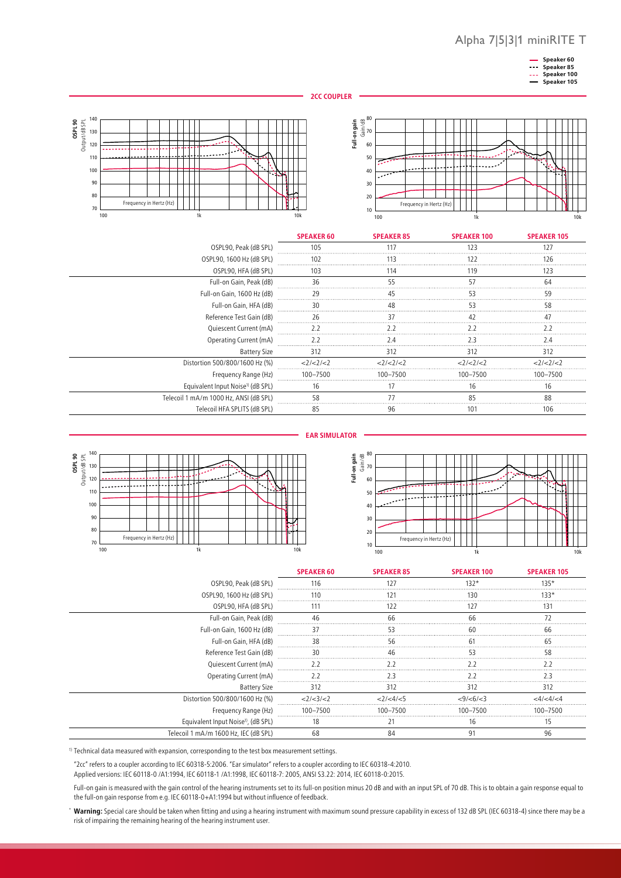# Alpha 7|5|3|1 miniRITE T

- Speaker 60
- Speaker 85
- Speaker 100
- Speaker 105

## 2CC COUPLER

| | SPEAKER 60 | SPEAKER 85 | SPEAKER 100 | SPEAKER 105 |
|---|---|---|---|---|
| OSPL90, Peak (dB SPL) | 105 | 117 | 123 | 127 |
| OSPL90, 1600 Hz (dB SPL) | 102 | 113 | 122 | 126 |
| OSPL90, HFA (dB SPL) | 103 | 114 | 119 | 123 |
| Full-on Gain, Peak (dB) | 36 | 55 | 57 | 64 |
| Full-on Gain, 1600 Hz (dB) | 29 | 45 | 53 | 59 |
| Full-on Gain, HFA (dB) | 30 | 48 | 53 | 58 |
| Reference Test Gain (dB) | 26 | 37 | 42 | 47 |
| Quiescent Current (mA) | 2.2 | 2.2 | 2.2 | 2.2 |
| Operating Current (mA) | 2.2 | 2.4 | 2.3 | 2.4 |
| Battery Size | 312 | 312 | 312 | 312 |
| Distortion 500/800/1600 Hz (%) | <2/<2/<2 | <2/<2/<2 | <2/<2/<2 | <2/<2/<2 |
| Frequency Range (Hz) | 100–7500 | 100–7500 | 100–7500 | 100–7500 |
| Equivalent Input Noise[1] (dB SPL) | 16 | 17 | 16 | 16 |
| Telecoil 1 mA/m 1000 Hz, ANSI (dB SPL) | 58 | 77 | 85 | 88 |
| Telecoil HFA SPLITS (dB SPL) | 85 | 96 | 101 | 106 |

## EAR SIMULATOR

| | SPEAKER 60 | SPEAKER 85 | SPEAKER 100 | SPEAKER 105 |
|---|---|---|---|---|
| OSPL90, Peak (dB SPL) | 116 | 127 | 132* | 135* |
| OSPL90, 1600 Hz (dB SPL) | 110 | 121 | 130 | 133* |
| OSPL90, HFA (dB SPL) | 111 | 122 | 127 | 131 |
| Full-on Gain, Peak (dB) | 46 | 66 | 66 | 72 |
| Full-on Gain, 1600 Hz (dB) | 37 | 53 | 60 | 66 |
| Full-on Gain, HFA (dB) | 38 | 56 | 61 | 65 |
| Reference Test Gain (dB) | 30 | 46 | 53 | 58 |
| Quiescent Current (mA) | 2.2 | 2.2 | 2.2 | 2.2 |
| Operating Current (mA) | 2.2 | 2.3 | 2.2 | 2.3 |
| Battery Size | 312 | 312 | 312 | 312 |
| Distortion 500/800/1600 Hz (%) | <2/<3/<2 | <2/<4/<5 | <9/<6/<3 | <4/<4/<4 |
| Frequency Range (Hz) | 100–7500 | 100–7500 | 100–7500 | 100–7500 |
| Equivalent Input Noise[1], (dB SPL) | 18 | 21 | 16 | 15 |
| Telecoil 1 mA/m 1600 Hz, IEC (dB SPL) | 68 | 84 | 91 | 96 |

[1] Technical data measured with expansion, corresponding to the test box measurement settings.

"2cc" refers to a coupler according to IEC 60318-5:2006. "Ear simulator" refers to a coupler according to IEC 60318-4:2010.
Applied versions: IEC 60118-0 /A1:1994, IEC 60118-1 /A1:1998, IEC 60118-7: 2005, ANSI S3.22: 2014, IEC 60118-0:2015.

Full-on gain is measured with the gain control of the hearing instruments set to its full-on position minus 20 dB and with an input SPL of 70 dB. This is to obtain a gain response equal to the full-on gain response from e.g. IEC 60118-0+A1:1994 but without influence of feedback.

\* **Warning:** Special care should be taken when fitting and using a hearing instrument with maximum sound pressure capability in excess of 132 dB SPL (IEC 60318-4) since there may be a risk of impairing the remaining hearing of the hearing instrument user.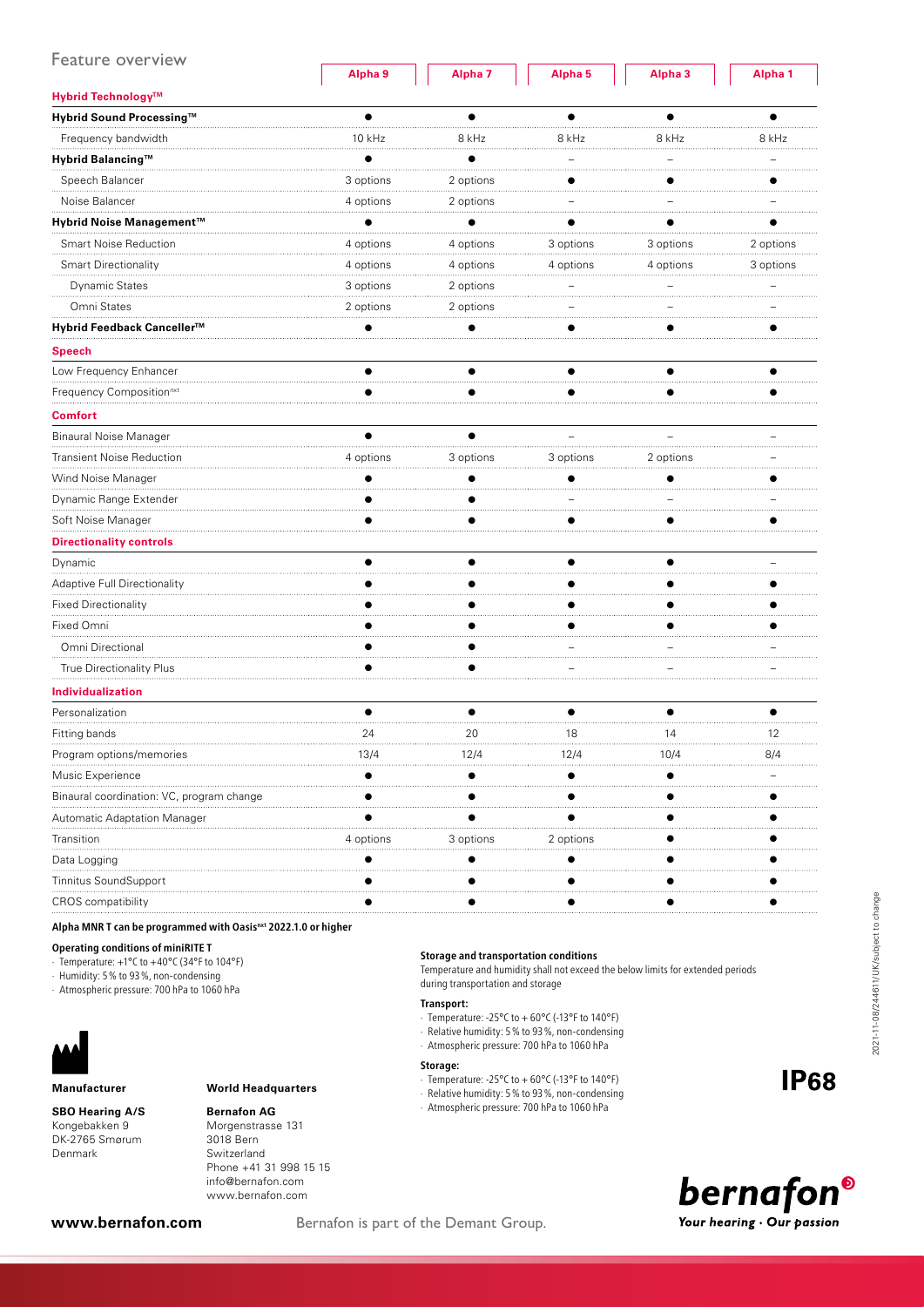# Feature overview

| | Alpha 9 | Alpha 7 | Alpha 5 | Alpha 3 | Alpha 1 |
|---|---|---|---|---|---|
| **Hybrid Technology™** | | | | | |
| **Hybrid Sound Processing™** | ● | ● | ● | ● | ● |
| Frequency bandwidth | 10 kHz | 8 kHz | 8 kHz | 8 kHz | 8 kHz |
| **Hybrid Balancing™** | ● | ● | – | – | – |
| Speech Balancer | 3 options | 2 options | ● | ● | ● |
| Noise Balancer | 4 options | 2 options | – | – | – |
| **Hybrid Noise Management™** | ● | ● | ● | ● | ● |
| Smart Noise Reduction | 4 options | 4 options | 3 options | 3 options | 2 options |
| Smart Directionality | 4 options | 4 options | 4 options | 4 options | 3 options |
| Dynamic States | 3 options | 2 options | – | – | – |
| Omni States | 2 options | 2 options | – | – | – |
| **Hybrid Feedback Canceller™** | ● | ● | ● | ● | ● |
| **Speech** | | | | | |
| Low Frequency Enhancer | ● | ● | ● | ● | ● |
| Frequency Composition^nxt | ● | ● | ● | ● | ● |
| **Comfort** | | | | | |
| Binaural Noise Manager | ● | ● | – | – | – |
| Transient Noise Reduction | 4 options | 3 options | 3 options | 2 options | – |
| Wind Noise Manager | ● | ● | ● | ● | ● |
| Dynamic Range Extender | ● | ● | – | – | – |
| Soft Noise Manager | ● | ● | ● | ● | ● |
| **Directionality controls** | | | | | |
| Dynamic | ● | ● | ● | ● | – |
| Adaptive Full Directionality | ● | ● | ● | ● | ● |
| Fixed Directionality | ● | ● | ● | ● | ● |
| Fixed Omni | ● | ● | ● | ● | ● |
| Omni Directional | ● | ● | – | – | – |
| True Directionality Plus | ● | ● | – | – | – |
| **Individualization** | | | | | |
| Personalization | ● | ● | ● | ● | ● |
| Fitting bands | 24 | 20 | 18 | 14 | 12 |
| Program options/memories | 13/4 | 12/4 | 12/4 | 10/4 | 8/4 |
| Music Experience | ● | ● | ● | ● | – |
| Binaural coordination: VC, program change | ● | ● | ● | ● | ● |
| Automatic Adaptation Manager | ● | ● | ● | ● | ● |
| Transition | 4 options | 3 options | 2 options | ● | ● |
| Data Logging | ● | ● | ● | ● | ● |
| Tinnitus SoundSupport | ● | ● | ● | ● | ● |
| CROS compatibility | ● | ● | ● | ● | ● |

**Alpha MNR T can be programmed with Oasis^nxt 2022.1.0 or higher**

**Operating conditions of miniRITE T**
- Temperature: +1°C to +40°C (34°F to 104°F)
- Humidity: 5% to 93%, non-condensing
- Atmospheric pressure: 700 hPa to 1060 hPa

**Storage and transportation conditions**
Temperature and humidity shall not exceed the below limits for extended periods during transportation and storage

**Transport:**
- Temperature: -25°C to + 60°C (-13°F to 140°F)
- Relative humidity: 5% to 93%, non-condensing
- Atmospheric pressure: 700 hPa to 1060 hPa

**Storage:**
- Temperature: -25°C to + 60°C (-13°F to 140°F)
- Relative humidity: 5% to 93%, non-condensing
- Atmospheric pressure: 700 hPa to 1060 hPa

**IP68**

**Manufacturer**

**SBO Hearing A/S**
Kongebakken 9
DK-2765 Smørum
Denmark

**World Headquarters**

**Bernafon AG**
Morgenstrasse 131
3018 Bern
Switzerland
Phone +41 31 998 15 15
info@bernafon.com
www.bernafon.com

2021-11-08/244611/UK/subject to change

**www.bernafon.com** Bernafon is part of the Demant Group.

bernafon — Your hearing · Our passion